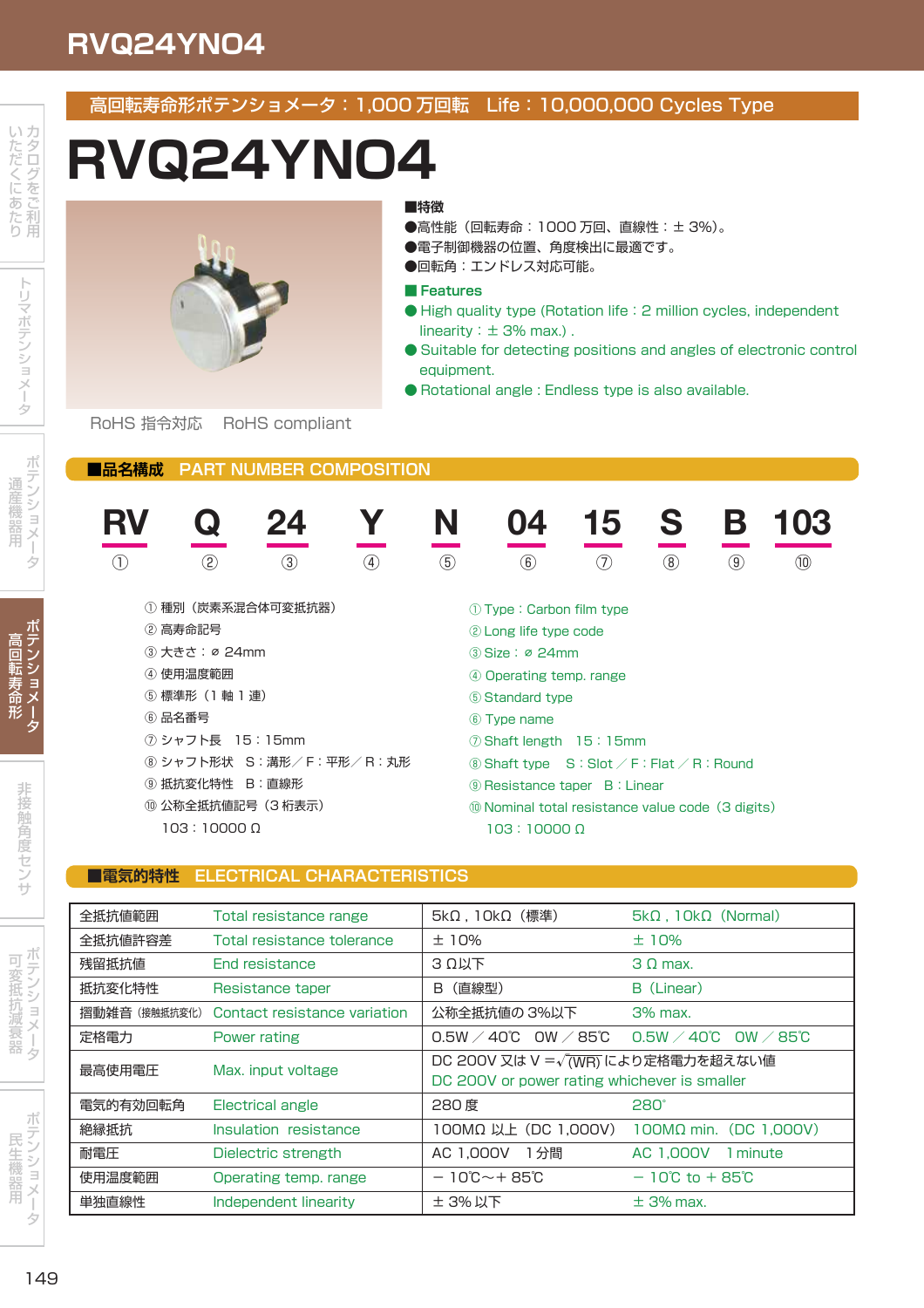## 高回転寿命形ポテンショメータ：1,000 万回転　Life：10,000,000 Cycles Type

# RVQ24YN04

RoHS 指令対応　RoHS compliant

**■特徴**

- ●高性能（回転寿命：1000 万回、直線性：± 3%）。
- ●電子制御機器の位置、角度検出に最適です。
- ●回転角：エンドレス対応可能。

**■ Features**

- ● High quality type (Rotation life：2 million cycles, independent linearity：± 3% max.) .
- ● Suitable for detecting positions and angles of electronic control equipment.
- ● Rotational angle : Endless type is also available.

## ■品名構成　PART NUMBER COMPOSITION

| RV | Q | 24 | Y | N | 04 | 15 | S | B | 103 |
|---|---|---|---|---|---|---|---|---|---|
| ① | ② | ③ | ④ | ⑤ | ⑥ | ⑦ | ⑧ | ⑨ | ⑩ |

① 種別（炭素系混合体可変抵抗器）
② 高寿命記号
③ 大きさ：⌀ 24mm
④ 使用温度範囲
⑤ 標準形（1 軸 1 連）
⑥ 品名番号
⑦ シャフト長　15：15mm
⑧ シャフト形状　S：溝形／F：平形／R：丸形
⑨ 抵抗変化特性　B：直線形
⑩ 公称全抵抗値記号（3 桁表示）
　103：10000 Ω

① Type : Carbon film type
② Long life type code
③ Size : ⌀ 24mm
④ Operating temp. range
⑤ Standard type
⑥ Type name
⑦ Shaft length　15 : 15mm
⑧ Shaft type　S : Slot ／ F : Flat ／ R : Round
⑨ Resistance taper　B : Linear
⑩ Nominal total resistance value code（3 digits）
　103 : 10000 Ω

## ■電気的特性　ELECTRICAL CHARACTERISTICS

| 項目 | Item | 仕様 | Specification |
|---|---|---|---|
| 全抵抗値範囲 | Total resistance range | 5kΩ，10kΩ（標準） | 5kΩ，10kΩ（Normal) |
| 全抵抗値許容差 | Total resistance tolerance | ± 10% | ± 10% |
| 残留抵抗値 | End resistance | 3 Ω以下 | 3 Ω max. |
| 抵抗変化特性 | Resistance taper | B（直線型） | B（Linear) |
| 摺動雑音（接触抵抗変化） | Contact resistance variation | 公称全抵抗値の 3%以下 | 3% max. |
| 定格電力 | Power rating | 0.5W ／ 40℃　0W ／ 85℃ | 0.5W ／ 40℃　0W ／ 85℃ |
| 最高使用電圧 | Max. input voltage | DC 200V 又は V = $\sqrt{(WR)}$ により定格電力を超えない値 DC 200V or power rating whichever is smaller | |
| 電気的有効回転角 | Electrical angle | 280 度 | 280° |
| 絶縁抵抗 | Insulation resistance | 100MΩ 以上（DC 1,000V) | 100MΩ min.（DC 1,000V) |
| 耐電圧 | Dielectric strength | AC 1,000V　1 分間 | AC 1,000V　1 minute |
| 使用温度範囲 | Operating temp. range | − 10℃〜+ 85℃ | − 10℃ to + 85℃ |
| 単独直線性 | Independent linearity | ± 3% 以下 | ± 3% max. |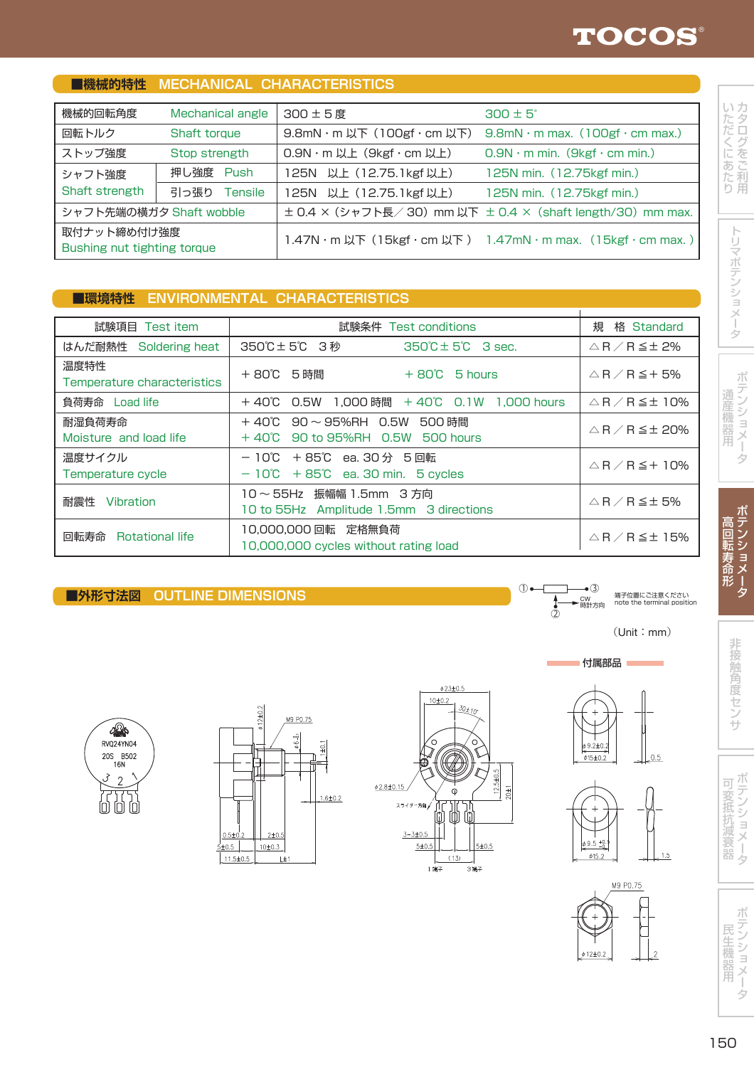## ■機械的特性　MECHANICAL CHARACTERISTICS

| | | | |
|---|---|---|---|
| 機械的回転角度　Mechanical angle | | 300 ± 5 度 | 300 ± 5° |
| 回転トルク　Shaft torque | | 9.8mN・m 以下（100gf・cm 以下） | 9.8mN・m max.（100gf・cm max.） |
| ストップ強度　Stop strength | | 0.9N・m 以上（9kgf・cm 以上） | 0.9N・m min.（9kgf・cm min.） |
| シャフト強度 Shaft Strength | 押し強度　Push | 125N　以上（12.75.1kgf 以上） | 125N min.（12.75kgf min.） |
| | 引っ張り　Tensile | 125N　以上（12.75.1kgf 以上） | 125N min.（12.75kgf min.） |
| シャフト先端の横ガタ Shaft wobble | | ± 0.4 ×（シャフト長／30）mm 以下 | ± 0.4 ×（shaft length/30）mm max. |
| 取付ナット締め付け強度 Bushing nut tighting torque | | 1.47N・m 以下（15kgf・cm 以下） | 1.47mN・m max.（15kgf・cm max.） |

## ■環境特性　ENVIRONMENTAL CHARACTERISTICS

| 試験項目　Test item | 試験条件　Test conditions | 規　格　Standard |
|---|---|---|
| はんだ耐熱性　Soldering heat | 350℃± 5℃　3 秒　350℃± 5℃　3 sec. | △R／R ≦± 2% |
| 温度特性 Temperature characteristics | ＋ 80℃　5 時間　＋ 80℃　5 hours | △R／R ≦＋ 5% |
| 負荷寿命　Load life | ＋ 40℃　0.5W　1,000 時間　＋ 40℃　0.1W　1,000 hours | △R／R ≦± 10% |
| 耐湿負荷寿命 Moisture and load life | ＋ 40℃　90 ～ 95%RH　0.5W　500 時間<br>＋ 40℃　90 to 95%RH　0.5W　500 hours | △R／R ≦± 20% |
| 温度サイクル Temperature cycle | － 10℃　＋ 85℃　ea. 30 分　5 回転<br>－ 10℃　＋ 85℃　ea. 30 min.　5 cycles | △R／R ≦＋ 10% |
| 耐震性　Vibration | 10 ～ 55Hz　振幅幅 1.5mm　3 方向<br>10 to 55Hz　Amplitude 1.5mm　3 directions | △R／R ≦± 5% |
| 回転寿命　Rotational life | 10,000,000 回転　定格無負荷<br>10,000,000 cycles without rating load | △R／R ≦± 15% |

## ■外形寸法図　OUTLINE DIMENSIONS

① ③ CW 時計方向 ②
端子位置にご注意ください note the terminal position

（Unit：mm）

付属部品

RVQ24YN04
20S　B502
16N
3 2 1

φ12±0.2　M9 P0.75　φ6±0.1　1±0.1　1.6±0.2　0.5±0.2　2±0.5　5±0.5　10±0.3　11.5±0.5　L±1

φ23±0.5　10±0.2　30±10°　φ2.8±0.15　スライダー方向　12.5±0.5　20±1　3−3±0.5　5±0.5　5±0.5　(13)　1 端子　3 端子

φ9.2±0.2　φ15±0.2　0.5
φ9.5　φ15.2　1.5
M9 P0.75　φ12±0.2　2